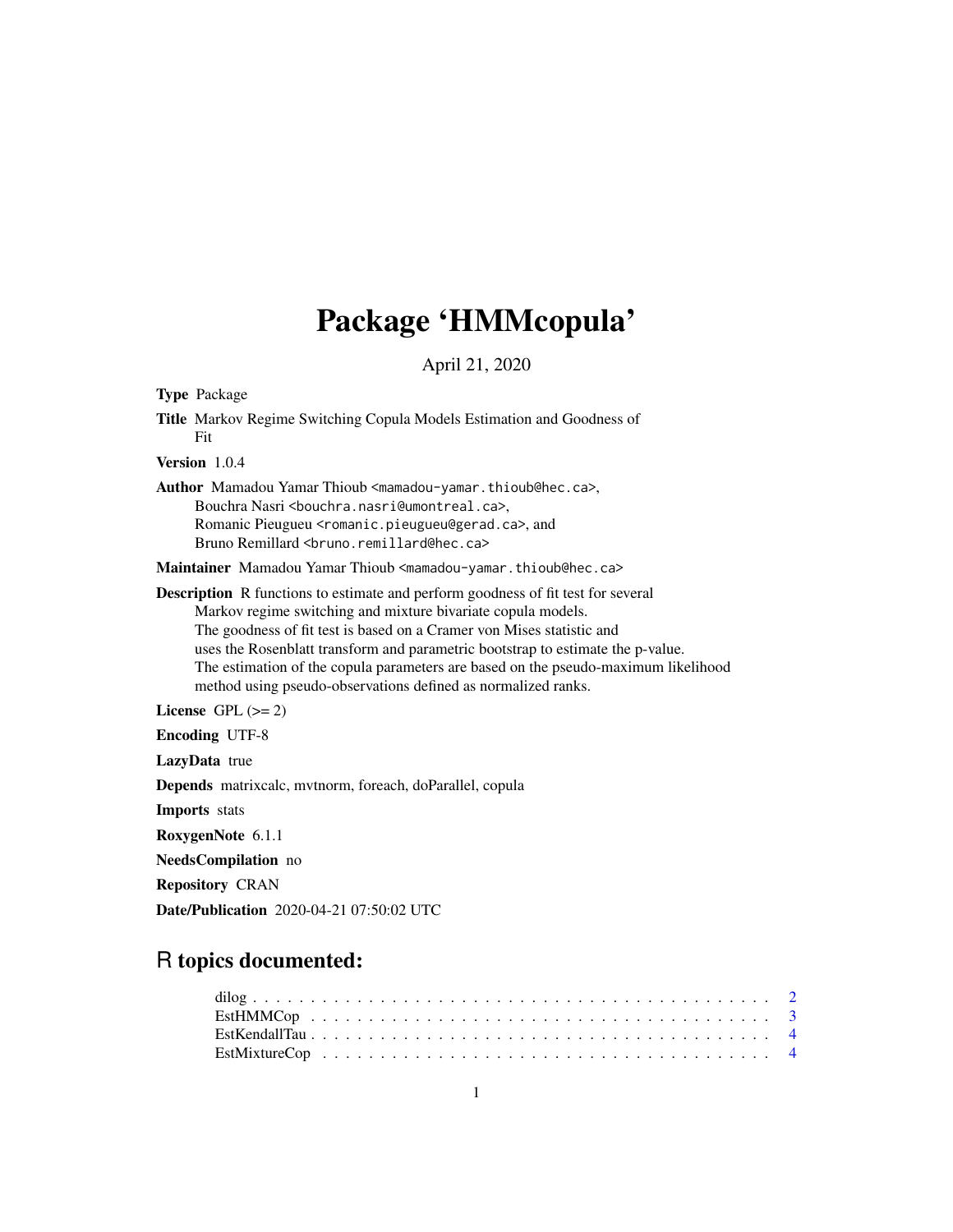# Package 'HMMcopula'

April 21, 2020

**Type** Package

**Title** Markov Regime Switching Copula Models Estimation and Goodness of Fit

**Version** 1.0.4

**Author** Mamadou Yamar Thioub <mamadou-yamar.thioub@hec.ca>,
Bouchra Nasri <bouchra.nasri@umontreal.ca>,
Romanic Pieugueu <romanic.pieugueu@gerad.ca>, and
Bruno Remillard <bruno.remillard@hec.ca>

**Maintainer** Mamadou Yamar Thioub <mamadou-yamar.thioub@hec.ca>

**Description** R functions to estimate and perform goodness of fit test for several Markov regime switching and mixture bivariate copula models.
The goodness of fit test is based on a Cramer von Mises statistic and uses the Rosenblatt transform and parametric bootstrap to estimate the p-value.
The estimation of the copula parameters are based on the pseudo-maximum likelihood method using pseudo-observations defined as normalized ranks.

**License** GPL (>= 2)

**Encoding** UTF-8

**LazyData** true

**Depends** matrixcalc, mvtnorm, foreach, doParallel, copula

**Imports** stats

**RoxygenNote** 6.1.1

**NeedsCompilation** no

**Repository** CRAN

**Date/Publication** 2020-04-21 07:50:02 UTC

## R topics documented:

dilog . . . . . . . . . . . . . . . . . . . . . . . . . . . . . . . . . . . . . . . . . . 2
EstHMMCop . . . . . . . . . . . . . . . . . . . . . . . . . . . . . . . . . . . . . . 3
EstKendallTau . . . . . . . . . . . . . . . . . . . . . . . . . . . . . . . . . . . . . 4
EstMixtureCop . . . . . . . . . . . . . . . . . . . . . . . . . . . . . . . . . . . . . 4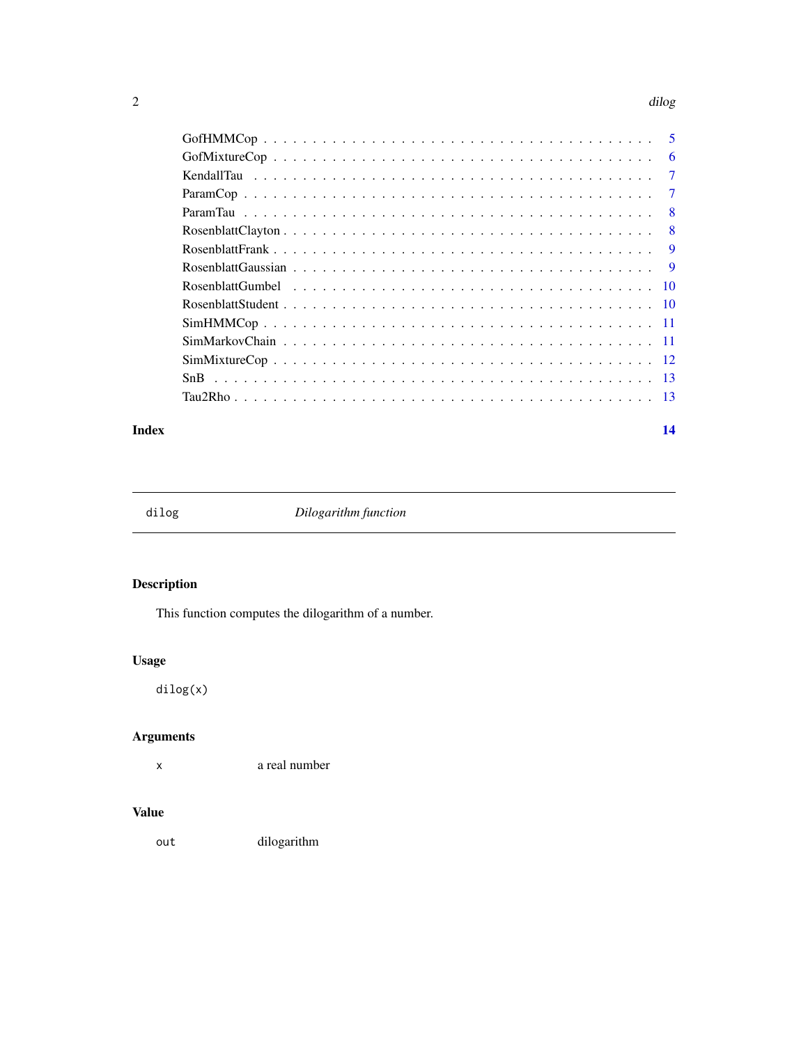GofHMMCop . . . . . . . . . . . . . . . . . . . . . . . . . . . . . . . . . . . . . 5
GofMixtureCop . . . . . . . . . . . . . . . . . . . . . . . . . . . . . . . . . . . 6
KendallTau . . . . . . . . . . . . . . . . . . . . . . . . . . . . . . . . . . . . . 7
ParamCop . . . . . . . . . . . . . . . . . . . . . . . . . . . . . . . . . . . . . . 7
ParamTau . . . . . . . . . . . . . . . . . . . . . . . . . . . . . . . . . . . . . . 8
RosenblattClayton . . . . . . . . . . . . . . . . . . . . . . . . . . . . . . . . . 8
RosenblattFrank . . . . . . . . . . . . . . . . . . . . . . . . . . . . . . . . . . 9
RosenblattGaussian . . . . . . . . . . . . . . . . . . . . . . . . . . . . . . . . 9
RosenblattGumbel . . . . . . . . . . . . . . . . . . . . . . . . . . . . . . . . . 10
RosenblattStudent . . . . . . . . . . . . . . . . . . . . . . . . . . . . . . . . . 10
SimHMMCop . . . . . . . . . . . . . . . . . . . . . . . . . . . . . . . . . . . . . 11
SimMarkovChain . . . . . . . . . . . . . . . . . . . . . . . . . . . . . . . . . . 11
SimMixtureCop . . . . . . . . . . . . . . . . . . . . . . . . . . . . . . . . . . . 12
SnB . . . . . . . . . . . . . . . . . . . . . . . . . . . . . . . . . . . . . . . . . 13
Tau2Rho . . . . . . . . . . . . . . . . . . . . . . . . . . . . . . . . . . . . . . . 13

**Index** **14**

---

## dilog — *Dilogarithm function*

---

### Description

This function computes the dilogarithm of a number.

### Usage

```
dilog(x)
```

### Arguments

| | |
|---|---|
| `x` | a real number |

### Value

| | |
|---|---|
| `out` | dilogarithm |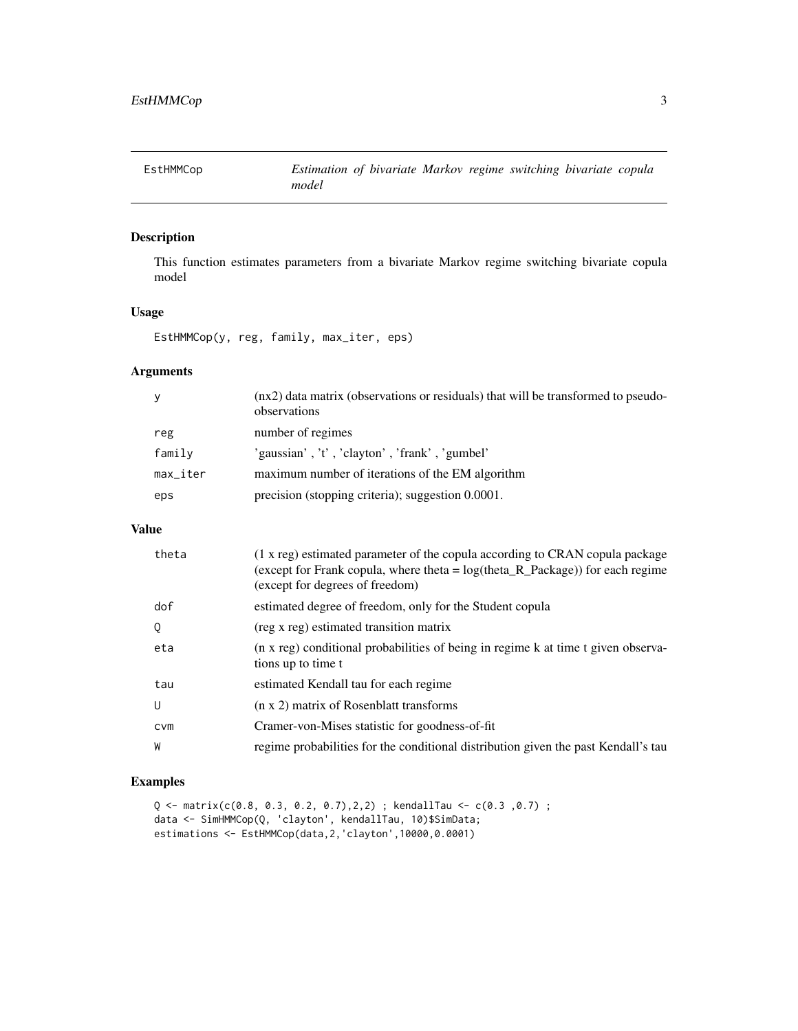EstHMMCop    *Estimation of bivariate Markov regime switching bivariate copula model*

## Description

This function estimates parameters from a bivariate Markov regime switching bivariate copula model

## Usage

```
EstHMMCop(y, reg, family, max_iter, eps)
```

## Arguments

| | |
|---|---|
| y | (nx2) data matrix (observations or residuals) that will be transformed to pseudo-observations |
| reg | number of regimes |
| family | 'gaussian' , 't' , 'clayton' , 'frank' , 'gumbel' |
| max_iter | maximum number of iterations of the EM algorithm |
| eps | precision (stopping criteria); suggestion 0.0001. |

## Value

| | |
|---|---|
| theta | (1 x reg) estimated parameter of the copula according to CRAN copula package (except for Frank copula, where theta = log(theta_R_Package)) for each regime (except for degrees of freedom) |
| dof | estimated degree of freedom, only for the Student copula |
| Q | (reg x reg) estimated transition matrix |
| eta | (n x reg) conditional probabilities of being in regime k at time t given observations up to time t |
| tau | estimated Kendall tau for each regime |
| U | (n x 2) matrix of Rosenblatt transforms |
| cvm | Cramer-von-Mises statistic for goodness-of-fit |
| W | regime probabilities for the conditional distribution given the past Kendall's tau |

## Examples

```
Q <- matrix(c(0.8, 0.3, 0.2, 0.7),2,2) ; kendallTau <- c(0.3 ,0.7) ;
data <- SimHMMCop(Q, 'clayton', kendallTau, 10)$SimData;
estimations <- EstHMMCop(data,2,'clayton',10000,0.0001)
```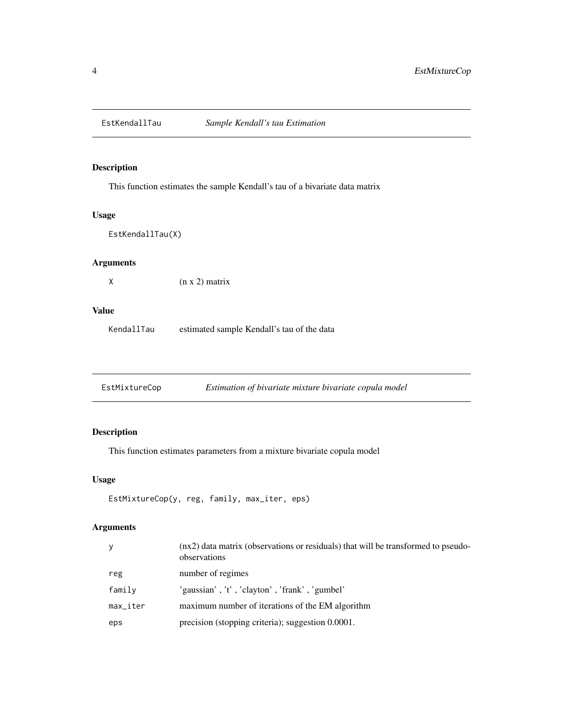## EstKendallTau *Sample Kendall's tau Estimation*

### Description

This function estimates the sample Kendall's tau of a bivariate data matrix

### Usage

```
EstKendallTau(X)
```

### Arguments

| | |
|---|---|
| X | (n x 2) matrix |

### Value

| | |
|---|---|
| KendallTau | estimated sample Kendall's tau of the data |

## EstMixtureCop *Estimation of bivariate mixture bivariate copula model*

### Description

This function estimates parameters from a mixture bivariate copula model

### Usage

```
EstMixtureCop(y, reg, family, max_iter, eps)
```

### Arguments

| | |
|---|---|
| y | (nx2) data matrix (observations or residuals) that will be transformed to pseudo-observations |
| reg | number of regimes |
| family | 'gaussian' , 't' , 'clayton' , 'frank' , 'gumbel' |
| max_iter | maximum number of iterations of the EM algorithm |
| eps | precision (stopping criteria); suggestion 0.0001. |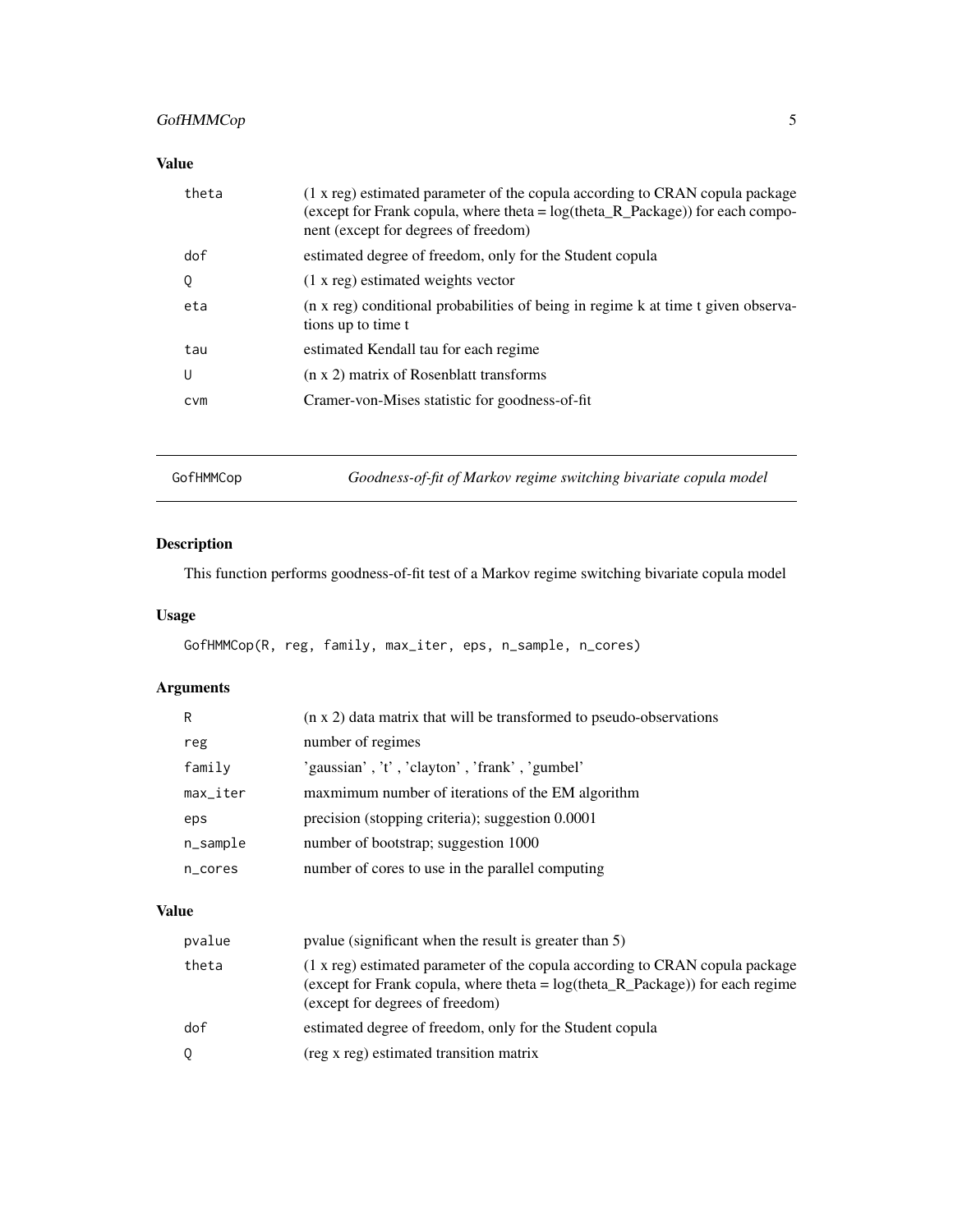## Value

| | |
|---|---|
| theta | (1 x reg) estimated parameter of the copula according to CRAN copula package (except for Frank copula, where theta = log(theta_R_Package)) for each component (except for degrees of freedom) |
| dof | estimated degree of freedom, only for the Student copula |
| Q | (1 x reg) estimated weights vector |
| eta | (n x reg) conditional probabilities of being in regime k at time t given observations up to time t |
| tau | estimated Kendall tau for each regime |
| U | (n x 2) matrix of Rosenblatt transforms |
| cvm | Cramer-von-Mises statistic for goodness-of-fit |

---

# GofHMMCop — *Goodness-of-fit of Markov regime switching bivariate copula model*

## Description

This function performs goodness-of-fit test of a Markov regime switching bivariate copula model

## Usage

```
GofHMMCop(R, reg, family, max_iter, eps, n_sample, n_cores)
```

## Arguments

| | |
|---|---|
| R | (n x 2) data matrix that will be transformed to pseudo-observations |
| reg | number of regimes |
| family | 'gaussian' , 't' , 'clayton' , 'frank' , 'gumbel' |
| max_iter | maxmimum number of iterations of the EM algorithm |
| eps | precision (stopping criteria); suggestion 0.0001 |
| n_sample | number of bootstrap; suggestion 1000 |
| n_cores | number of cores to use in the parallel computing |

## Value

| | |
|---|---|
| pvalue | pvalue (significant when the result is greater than 5) |
| theta | (1 x reg) estimated parameter of the copula according to CRAN copula package (except for Frank copula, where theta = log(theta_R_Package)) for each regime (except for degrees of freedom) |
| dof | estimated degree of freedom, only for the Student copula |
| Q | (reg x reg) estimated transition matrix |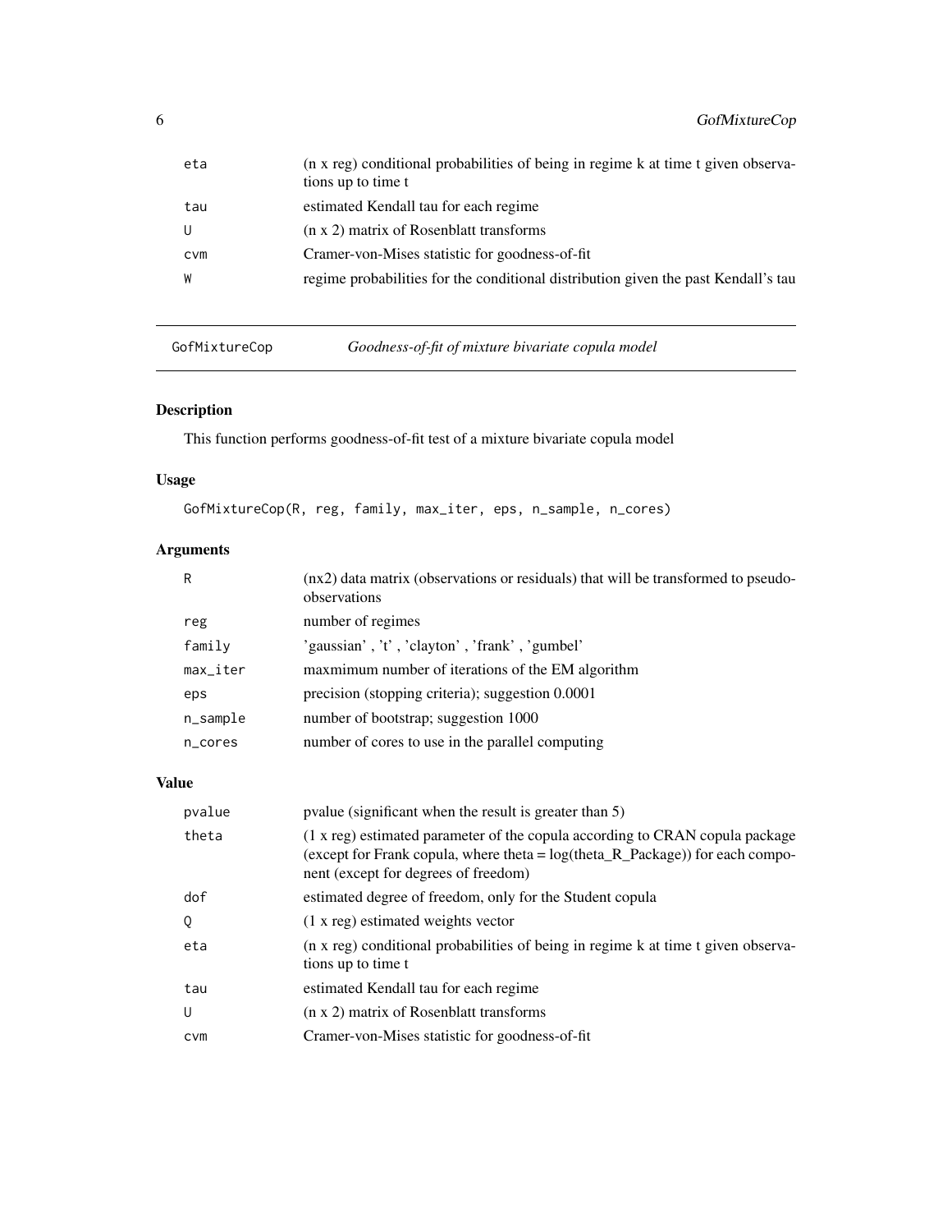| | |
|---|---|
| eta | (n x reg) conditional probabilities of being in regime k at time t given observations up to time t |
| tau | estimated Kendall tau for each regime |
| U | (n x 2) matrix of Rosenblatt transforms |
| cvm | Cramer-von-Mises statistic for goodness-of-fit |
| W | regime probabilities for the conditional distribution given the past Kendall's tau |

---

## GofMixtureCop — *Goodness-of-fit of mixture bivariate copula model*

---

### Description

This function performs goodness-of-fit test of a mixture bivariate copula model

### Usage

```
GofMixtureCop(R, reg, family, max_iter, eps, n_sample, n_cores)
```

### Arguments

| | |
|---|---|
| R | (nx2) data matrix (observations or residuals) that will be transformed to pseudo-observations |
| reg | number of regimes |
| family | 'gaussian' , 't' , 'clayton' , 'frank' , 'gumbel' |
| max_iter | maxmimum number of iterations of the EM algorithm |
| eps | precision (stopping criteria); suggestion 0.0001 |
| n_sample | number of bootstrap; suggestion 1000 |
| n_cores | number of cores to use in the parallel computing |

### Value

| | |
|---|---|
| pvalue | pvalue (significant when the result is greater than 5) |
| theta | (1 x reg) estimated parameter of the copula according to CRAN copula package (except for Frank copula, where theta = log(theta_R_Package)) for each component (except for degrees of freedom) |
| dof | estimated degree of freedom, only for the Student copula |
| Q | (1 x reg) estimated weights vector |
| eta | (n x reg) conditional probabilities of being in regime k at time t given observations up to time t |
| tau | estimated Kendall tau for each regime |
| U | (n x 2) matrix of Rosenblatt transforms |
| cvm | Cramer-von-Mises statistic for goodness-of-fit |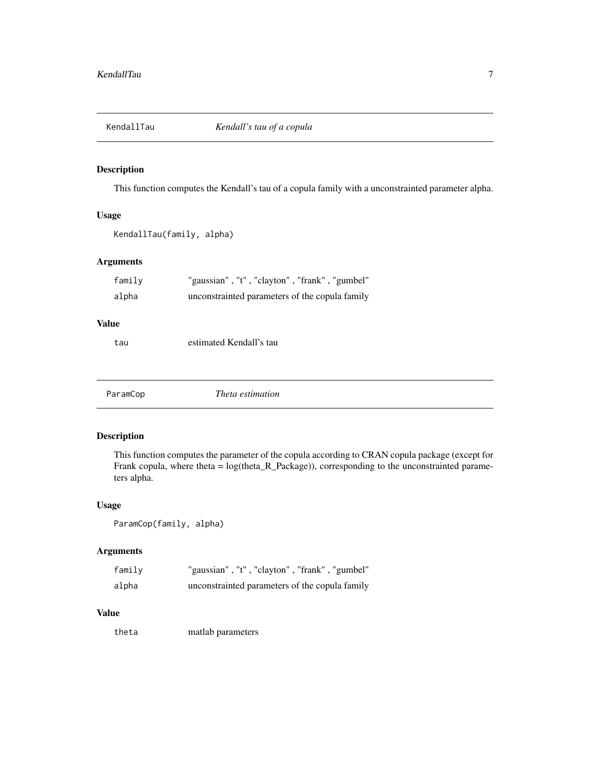## KendallTau *Kendall's tau of a copula*

### Description

This function computes the Kendall's tau of a copula family with a unconstrainted parameter alpha.

### Usage

```
KendallTau(family, alpha)
```

### Arguments

| | |
|---|---|
| family | "gaussian" , "t" , "clayton" , "frank" , "gumbel" |
| alpha | unconstrainted parameters of the copula family |

### Value

| | |
|---|---|
| tau | estimated Kendall's tau |

## ParamCop *Theta estimation*

### Description

This function computes the parameter of the copula according to CRAN copula package (except for Frank copula, where theta = log(theta_R_Package)), corresponding to the unconstrainted parameters alpha.

### Usage

```
ParamCop(family, alpha)
```

### Arguments

| | |
|---|---|
| family | "gaussian" , "t" , "clayton" , "frank" , "gumbel" |
| alpha | unconstrainted parameters of the copula family |

### Value

| | |
|---|---|
| theta | matlab parameters |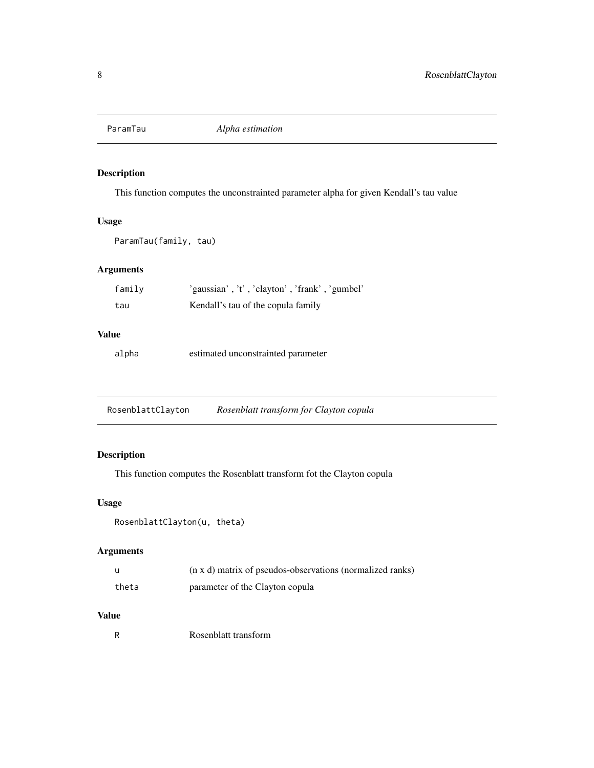## ParamTau *Alpha estimation*

### Description

This function computes the unconstrainted parameter alpha for given Kendall's tau value

### Usage

```
ParamTau(family, tau)
```

### Arguments

| | |
|---|---|
| family | 'gaussian' , 't' , 'clayton' , 'frank' , 'gumbel' |
| tau | Kendall's tau of the copula family |

### Value

| | |
|---|---|
| alpha | estimated unconstrainted parameter |

## RosenblattClayton *Rosenblatt transform for Clayton copula*

### Description

This function computes the Rosenblatt transform fot the Clayton copula

### Usage

```
RosenblattClayton(u, theta)
```

### Arguments

| | |
|---|---|
| u | (n x d) matrix of pseudos-observations (normalized ranks) |
| theta | parameter of the Clayton copula |

### Value

| | |
|---|---|
| R | Rosenblatt transform |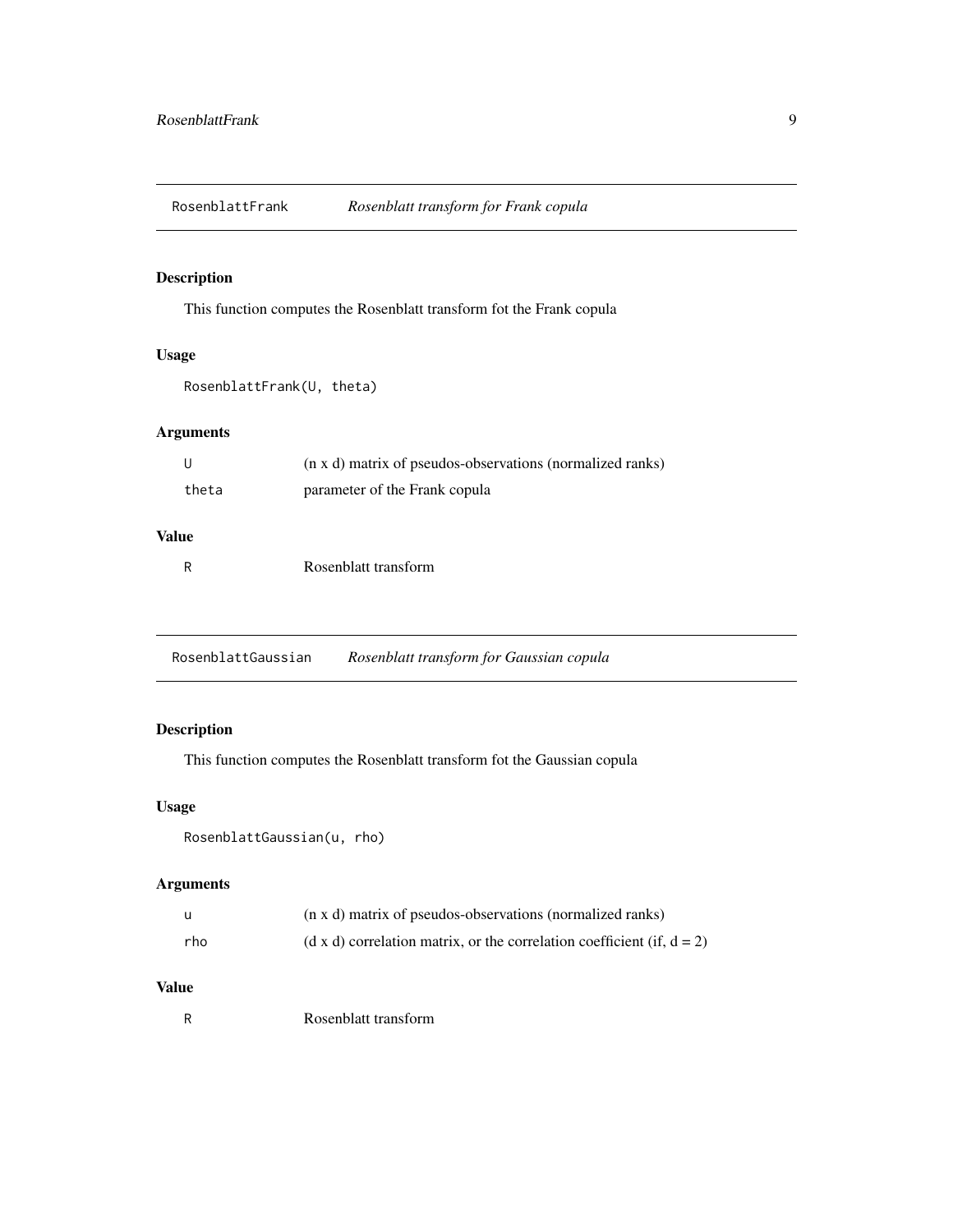## RosenblattFrank *Rosenblatt transform for Frank copula*

### Description

This function computes the Rosenblatt transform fot the Frank copula

### Usage

```
RosenblattFrank(U, theta)
```

### Arguments

| | |
|---|---|
| U | (n x d) matrix of pseudos-observations (normalized ranks) |
| theta | parameter of the Frank copula |

### Value

| | |
|---|---|
| R | Rosenblatt transform |

## RosenblattGaussian *Rosenblatt transform for Gaussian copula*

### Description

This function computes the Rosenblatt transform fot the Gaussian copula

### Usage

```
RosenblattGaussian(u, rho)
```

### Arguments

| | |
|---|---|
| u | (n x d) matrix of pseudos-observations (normalized ranks) |
| rho | (d x d) correlation matrix, or the correlation coefficient (if, d = 2) |

### Value

| | |
|---|---|
| R | Rosenblatt transform |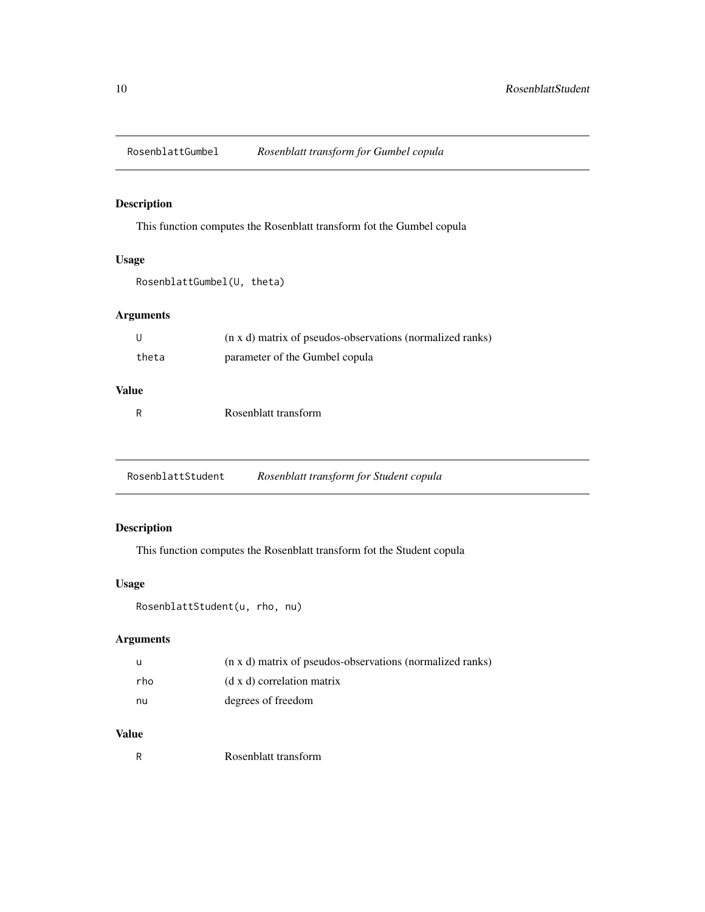## RosenblattGumbel *Rosenblatt transform for Gumbel copula*

### Description

This function computes the Rosenblatt transform fot the Gumbel copula

### Usage

```
RosenblattGumbel(U, theta)
```

### Arguments

| | |
|---|---|
| U | (n x d) matrix of pseudos-observations (normalized ranks) |
| theta | parameter of the Gumbel copula |

### Value

| | |
|---|---|
| R | Rosenblatt transform |

## RosenblattStudent *Rosenblatt transform for Student copula*

### Description

This function computes the Rosenblatt transform fot the Student copula

### Usage

```
RosenblattStudent(u, rho, nu)
```

### Arguments

| | |
|---|---|
| u | (n x d) matrix of pseudos-observations (normalized ranks) |
| rho | (d x d) correlation matrix |
| nu | degrees of freedom |

### Value

| | |
|---|---|
| R | Rosenblatt transform |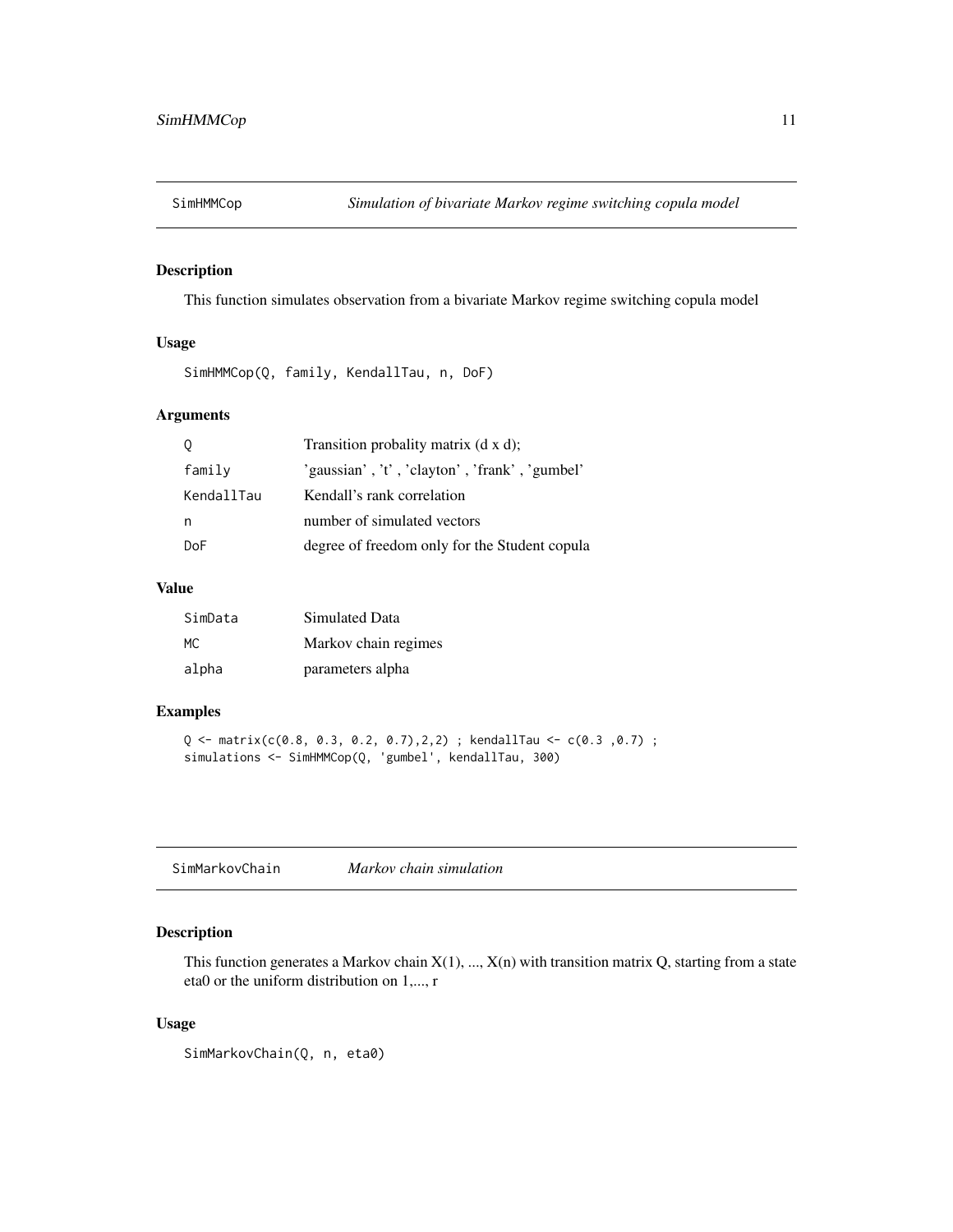## SimHMMCop — *Simulation of bivariate Markov regime switching copula model*

### Description

This function simulates observation from a bivariate Markov regime switching copula model

### Usage

```
SimHMMCop(Q, family, KendallTau, n, DoF)
```

### Arguments

| | |
|---|---|
| Q | Transition probality matrix (d x d); |
| family | 'gaussian' , 't' , 'clayton' , 'frank' , 'gumbel' |
| KendallTau | Kendall's rank correlation |
| n | number of simulated vectors |
| DoF | degree of freedom only for the Student copula |

### Value

| | |
|---|---|
| SimData | Simulated Data |
| MC | Markov chain regimes |
| alpha | parameters alpha |

### Examples

```
Q <- matrix(c(0.8, 0.3, 0.2, 0.7),2,2) ; kendallTau <- c(0.3 ,0.7) ;
simulations <- SimHMMCop(Q, 'gumbel', kendallTau, 300)
```

## SimMarkovChain — *Markov chain simulation*

### Description

This function generates a Markov chain X(1), ..., X(n) with transition matrix Q, starting from a state eta0 or the uniform distribution on 1,..., r

### Usage

```
SimMarkovChain(Q, n, eta0)
```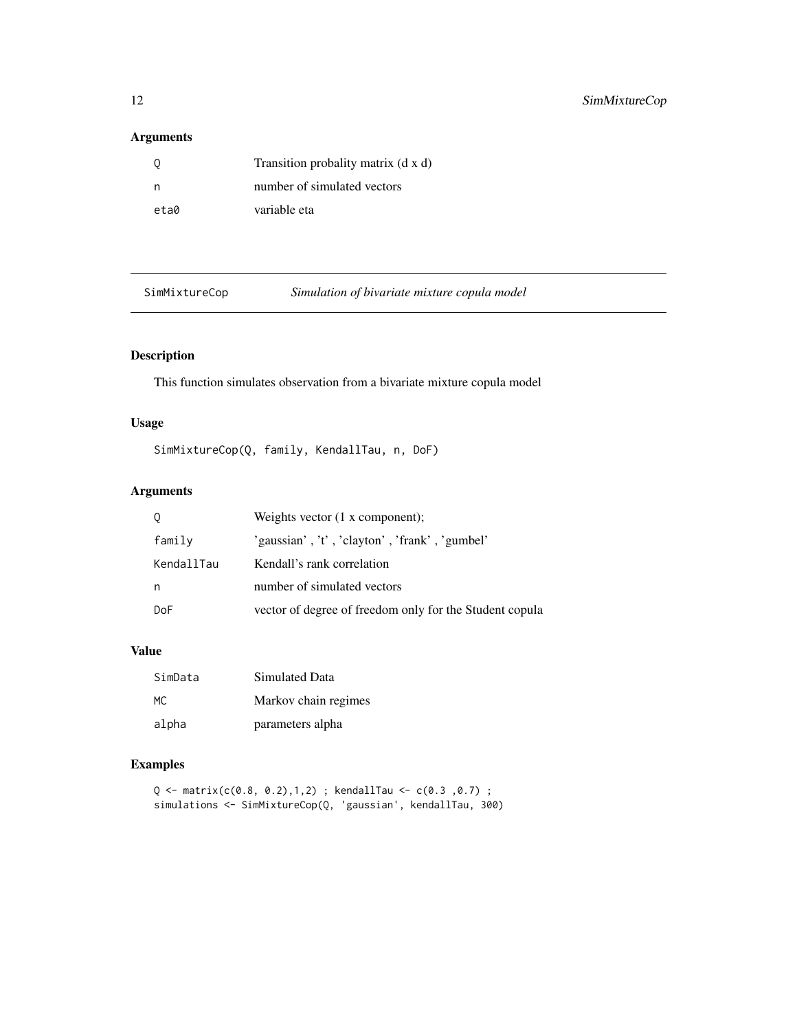### Arguments

| | |
|---|---|
| Q | Transition probality matrix (d x d) |
| n | number of simulated vectors |
| eta0 | variable eta |

---

## SimMixtureCop — *Simulation of bivariate mixture copula model*

---

### Description

This function simulates observation from a bivariate mixture copula model

### Usage

```
SimMixtureCop(Q, family, KendallTau, n, DoF)
```

### Arguments

| | |
|---|---|
| Q | Weights vector (1 x component); |
| family | 'gaussian' , 't' , 'clayton' , 'frank' , 'gumbel' |
| KendallTau | Kendall's rank correlation |
| n | number of simulated vectors |
| DoF | vector of degree of freedom only for the Student copula |

### Value

| | |
|---|---|
| SimData | Simulated Data |
| MC | Markov chain regimes |
| alpha | parameters alpha |

### Examples

```
Q <- matrix(c(0.8, 0.2),1,2) ; kendallTau <- c(0.3 ,0.7) ;
simulations <- SimMixtureCop(Q, 'gaussian', kendallTau, 300)
```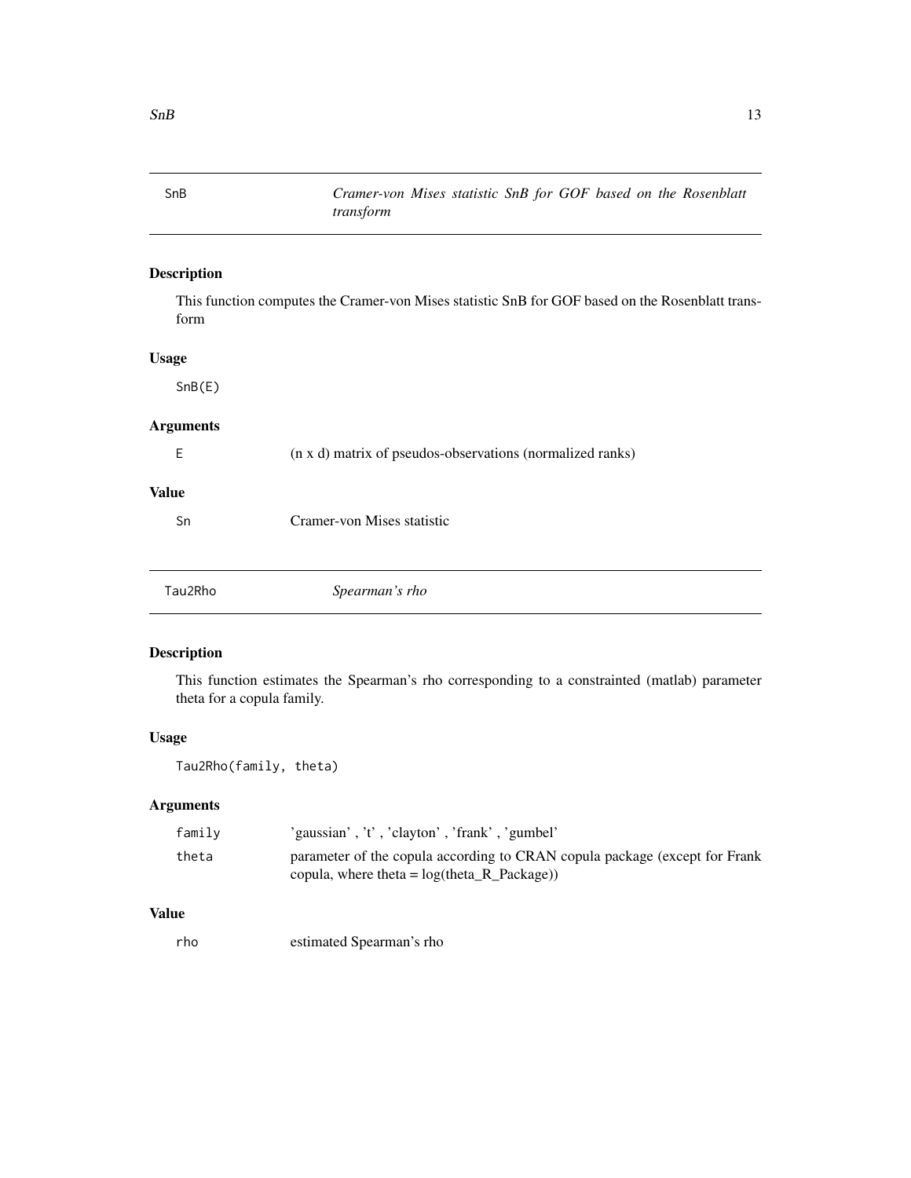## SnB — *Cramer-von Mises statistic SnB for GOF based on the Rosenblatt transform*

### Description

This function computes the Cramer-von Mises statistic SnB for GOF based on the Rosenblatt transform

### Usage

```
SnB(E)
```

### Arguments

| | |
|---|---|
| E | (n x d) matrix of pseudos-observations (normalized ranks) |

### Value

| | |
|---|---|
| Sn | Cramer-von Mises statistic |

## Tau2Rho — *Spearman's rho*

### Description

This function estimates the Spearman's rho corresponding to a constrainted (matlab) parameter theta for a copula family.

### Usage

```
Tau2Rho(family, theta)
```

### Arguments

| | |
|---|---|
| family | 'gaussian' , 't' , 'clayton' , 'frank' , 'gumbel' |
| theta | parameter of the copula according to CRAN copula package (except for Frank copula, where theta = log(theta_R_Package)) |

### Value

| | |
|---|---|
| rho | estimated Spearman's rho |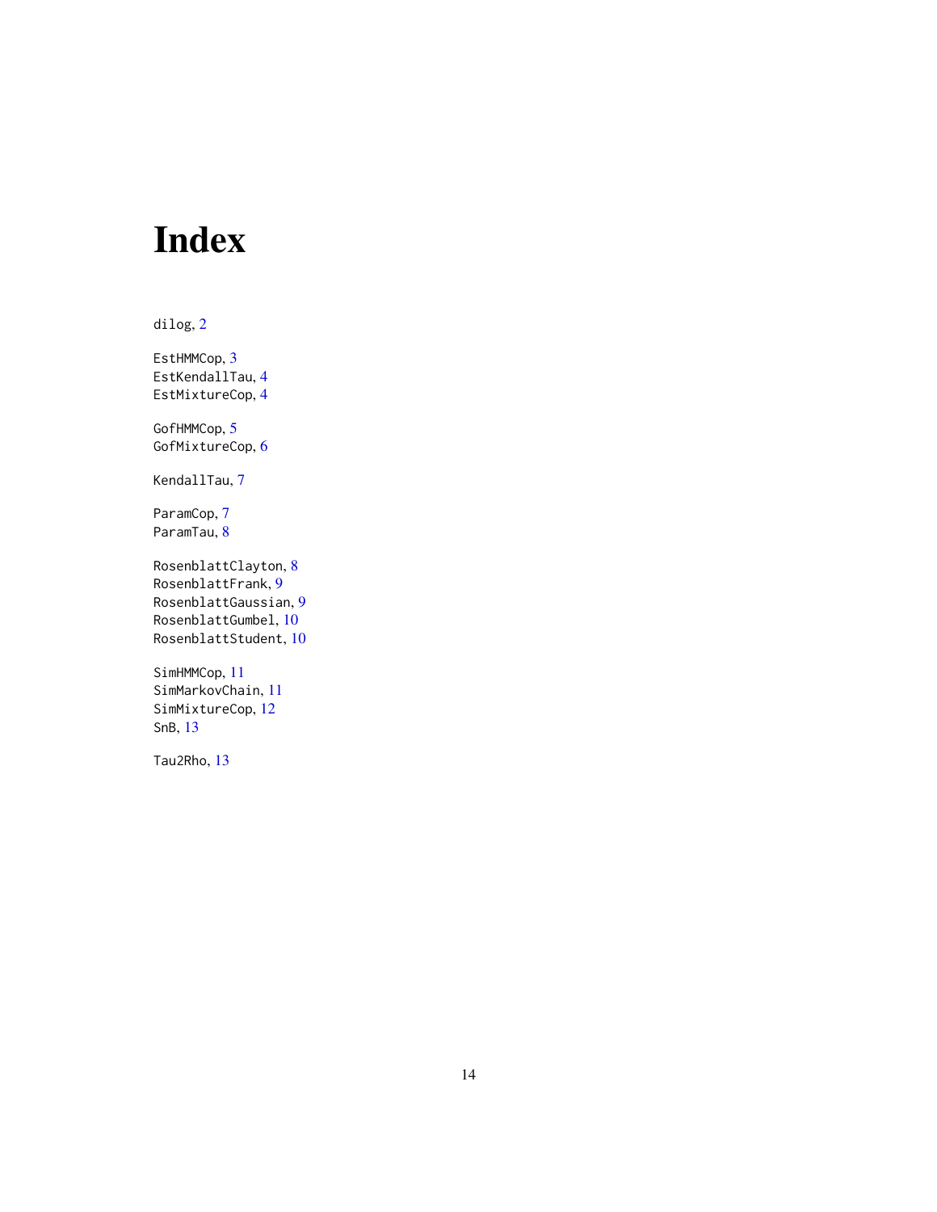# Index

dilog, 2

EstHMMCop, 3
EstKendallTau, 4
EstMixtureCop, 4

GofHMMCop, 5
GofMixtureCop, 6

KendallTau, 7

ParamCop, 7
ParamTau, 8

RosenblattClayton, 8
RosenblattFrank, 9
RosenblattGaussian, 9
RosenblattGumbel, 10
RosenblattStudent, 10

SimHMMCop, 11
SimMarkovChain, 11
SimMixtureCop, 12
SnB, 13

Tau2Rho, 13